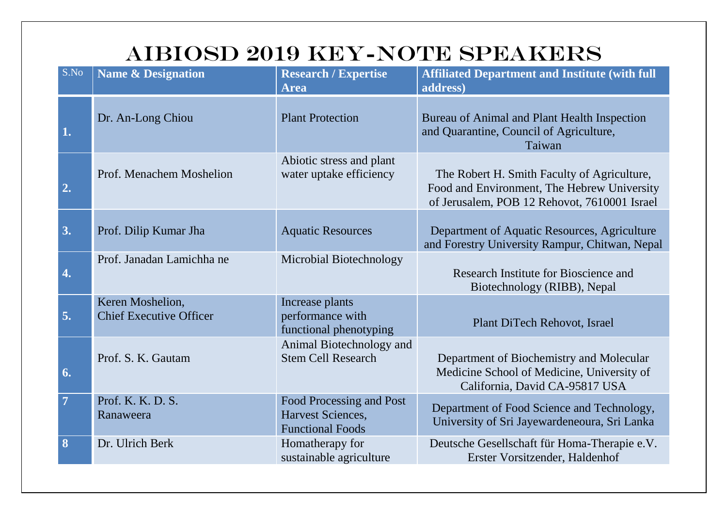# AIBIOSD 2019 Key-Note Speakers

| S.No | Name & Designation | Research / Expertise Area | Affiliated Department and Institute (with full address) |
|---|---|---|---|
| 1. | Dr. An-Long Chiou | Plant Protection | Bureau of Animal and Plant Health Inspection and Quarantine, Council of Agriculture, Taiwan |
| 2. | Prof. Menachem Moshelion | Abiotic stress and plant water uptake efficiency | The Robert H. Smith Faculty of Agriculture, Food and Environment, The Hebrew University of Jerusalem, POB 12 Rehovot, 7610001 Israel |
| 3. | Prof. Dilip Kumar Jha | Aquatic Resources | Department of Aquatic Resources, Agriculture and Forestry University Rampur, Chitwan, Nepal |
| 4. | Prof. Janadan Lamichha ne | Microbial Biotechnology | Research Institute for Bioscience and Biotechnology (RIBB), Nepal |
| 5. | Keren Moshelion, Chief Executive Officer | Increase plants performance with functional phenotyping | Plant DiTech Rehovot, Israel |
| 6. | Prof. S. K. Gautam | Animal Biotechnology and Stem Cell Research | Department of Biochemistry and Molecular Medicine School of Medicine, University of California, David CA-95817 USA |
| 7 | Prof. K. K. D. S. Ranaweera | Food Processing and Post Harvest Sciences, Functional Foods | Department of Food Science and Technology, University of Sri Jayewardeneoura, Sri Lanka |
| 8 | Dr. Ulrich Berk | Homatherapy for sustainable agriculture | Deutsche Gesellschaft für Homa-Therapie e.V. Erster Vorsitzender, Haldenhof |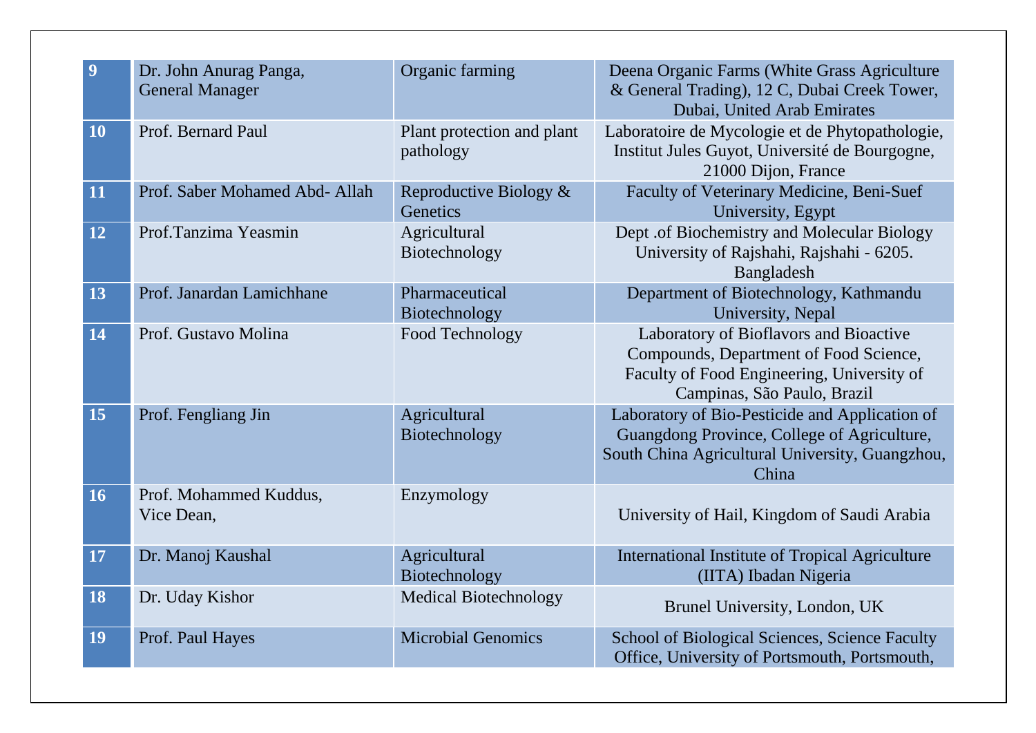| 9 | Dr. John Anurag Panga, General Manager | Organic farming | Deena Organic Farms (White Grass Agriculture & General Trading), 12 C, Dubai Creek Tower, Dubai, United Arab Emirates |
|---|---|---|---|
| 10 | Prof. Bernard Paul | Plant protection and plant pathology | Laboratoire de Mycologie et de Phytopathologie, Institut Jules Guyot, Université de Bourgogne, 21000 Dijon, France |
| 11 | Prof. Saber Mohamed Abd- Allah | Reproductive Biology & Genetics | Faculty of Veterinary Medicine, Beni-Suef University, Egypt |
| 12 | Prof.Tanzima Yeasmin | Agricultural Biotechnology | Dept .of Biochemistry and Molecular Biology University of Rajshahi, Rajshahi - 6205. Bangladesh |
| 13 | Prof. Janardan Lamichhane | Pharmaceutical Biotechnology | Department of Biotechnology, Kathmandu University, Nepal |
| 14 | Prof. Gustavo Molina | Food Technology | Laboratory of Bioflavors and Bioactive Compounds, Department of Food Science, Faculty of Food Engineering, University of Campinas, São Paulo, Brazil |
| 15 | Prof. Fengliang Jin | Agricultural Biotechnology | Laboratory of Bio-Pesticide and Application of Guangdong Province, College of Agriculture, South China Agricultural University, Guangzhou, China |
| 16 | Prof. Mohammed Kuddus, Vice Dean, | Enzymology | University of Hail, Kingdom of Saudi Arabia |
| 17 | Dr. Manoj Kaushal | Agricultural Biotechnology | International Institute of Tropical Agriculture (IITA) Ibadan Nigeria |
| 18 | Dr. Uday Kishor | Medical Biotechnology | Brunel University, London, UK |
| 19 | Prof. Paul Hayes | Microbial Genomics | School of Biological Sciences, Science Faculty Office, University of Portsmouth, Portsmouth, |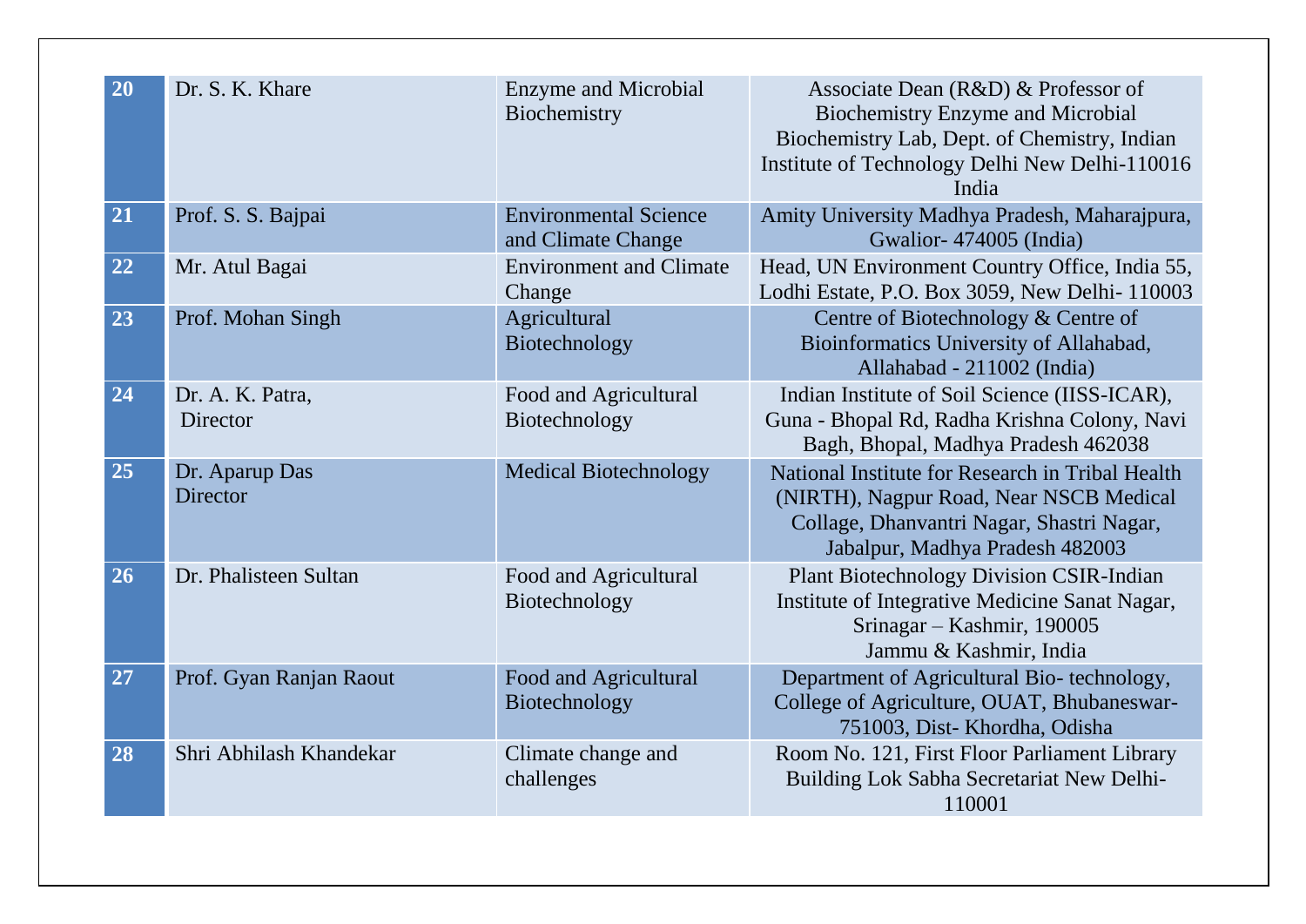| 20 | Dr. S. K. Khare | Enzyme and Microbial Biochemistry | Associate Dean (R&D) & Professor of Biochemistry Enzyme and Microbial Biochemistry Lab, Dept. of Chemistry, Indian Institute of Technology Delhi New Delhi-110016 India |
|---|---|---|---|
| 21 | Prof. S. S. Bajpai | Environmental Science and Climate Change | Amity University Madhya Pradesh, Maharajpura, Gwalior- 474005 (India) |
| 22 | Mr. Atul Bagai | Environment and Climate Change | Head, UN Environment Country Office, India 55, Lodhi Estate, P.O. Box 3059, New Delhi- 110003 |
| 23 | Prof. Mohan Singh | Agricultural Biotechnology | Centre of Biotechnology & Centre of Bioinformatics University of Allahabad, Allahabad - 211002 (India) |
| 24 | Dr. A. K. Patra, Director | Food and Agricultural Biotechnology | Indian Institute of Soil Science (IISS-ICAR), Guna - Bhopal Rd, Radha Krishna Colony, Navi Bagh, Bhopal, Madhya Pradesh 462038 |
| 25 | Dr. Aparup Das Director | Medical Biotechnology | National Institute for Research in Tribal Health (NIRTH), Nagpur Road, Near NSCB Medical Collage, Dhanvantri Nagar, Shastri Nagar, Jabalpur, Madhya Pradesh 482003 |
| 26 | Dr. Phalisteen Sultan | Food and Agricultural Biotechnology | Plant Biotechnology Division CSIR-Indian Institute of Integrative Medicine Sanat Nagar, Srinagar – Kashmir, 190005 Jammu & Kashmir, India |
| 27 | Prof. Gyan Ranjan Raout | Food and Agricultural Biotechnology | Department of Agricultural Bio- technology, College of Agriculture, OUAT, Bhubaneswar-751003, Dist- Khordha, Odisha |
| 28 | Shri Abhilash Khandekar | Climate change and challenges | Room No. 121, First Floor Parliament Library Building Lok Sabha Secretariat New Delhi-110001 |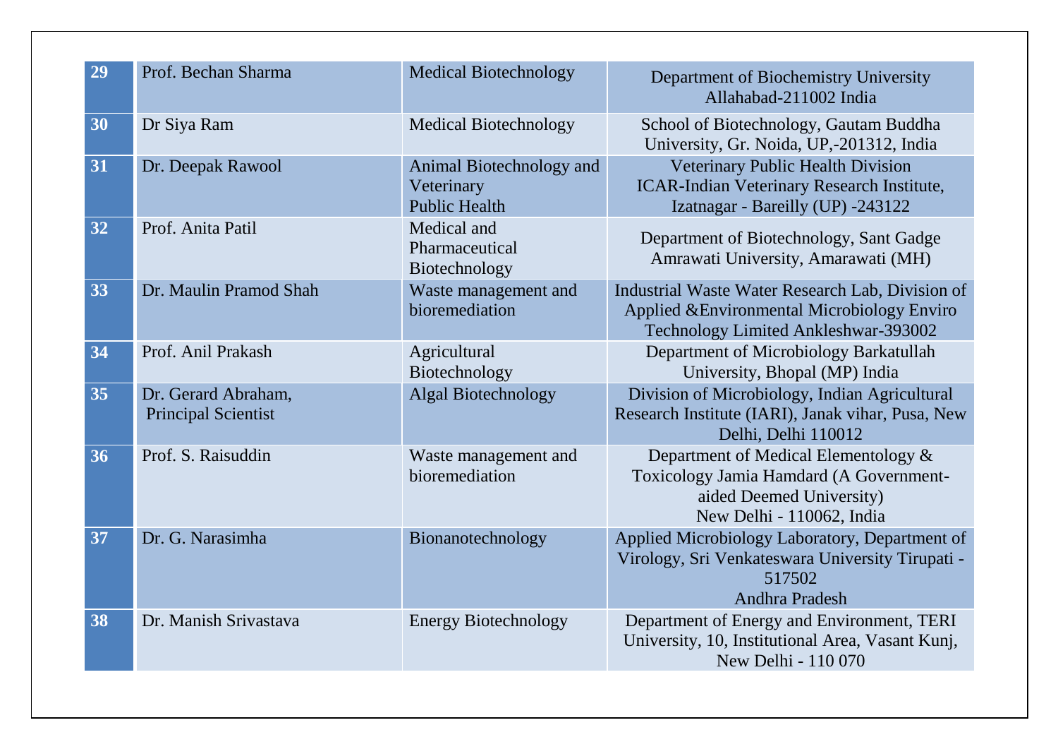| 29 | Prof. Bechan Sharma | Medical Biotechnology | Department of Biochemistry University Allahabad-211002 India |
|---|---|---|---|
| 30 | Dr Siya Ram | Medical Biotechnology | School of Biotechnology, Gautam Buddha University, Gr. Noida, UP,-201312, India |
| 31 | Dr. Deepak Rawool | Animal Biotechnology and Veterinary Public Health | Veterinary Public Health Division ICAR-Indian Veterinary Research Institute, Izatnagar - Bareilly (UP) -243122 |
| 32 | Prof. Anita Patil | Medical and Pharmaceutical Biotechnology | Department of Biotechnology, Sant Gadge Amrawati University, Amarawati (MH) |
| 33 | Dr. Maulin Pramod Shah | Waste management and bioremediation | Industrial Waste Water Research Lab, Division of Applied &Environmental Microbiology Enviro Technology Limited Ankleshwar-393002 |
| 34 | Prof. Anil Prakash | Agricultural Biotechnology | Department of Microbiology Barkatullah University, Bhopal (MP) India |
| 35 | Dr. Gerard Abraham, Principal Scientist | Algal Biotechnology | Division of Microbiology, Indian Agricultural Research Institute (IARI), Janak vihar, Pusa, New Delhi, Delhi 110012 |
| 36 | Prof. S. Raisuddin | Waste management and bioremediation | Department of Medical Elementology & Toxicology Jamia Hamdard (A Government-aided Deemed University) New Delhi - 110062, India |
| 37 | Dr. G. Narasimha | Bionanotechnology | Applied Microbiology Laboratory, Department of Virology, Sri Venkateswara University Tirupati - 517502 Andhra Pradesh |
| 38 | Dr. Manish Srivastava | Energy Biotechnology | Department of Energy and Environment, TERI University, 10, Institutional Area, Vasant Kunj, New Delhi - 110 070 |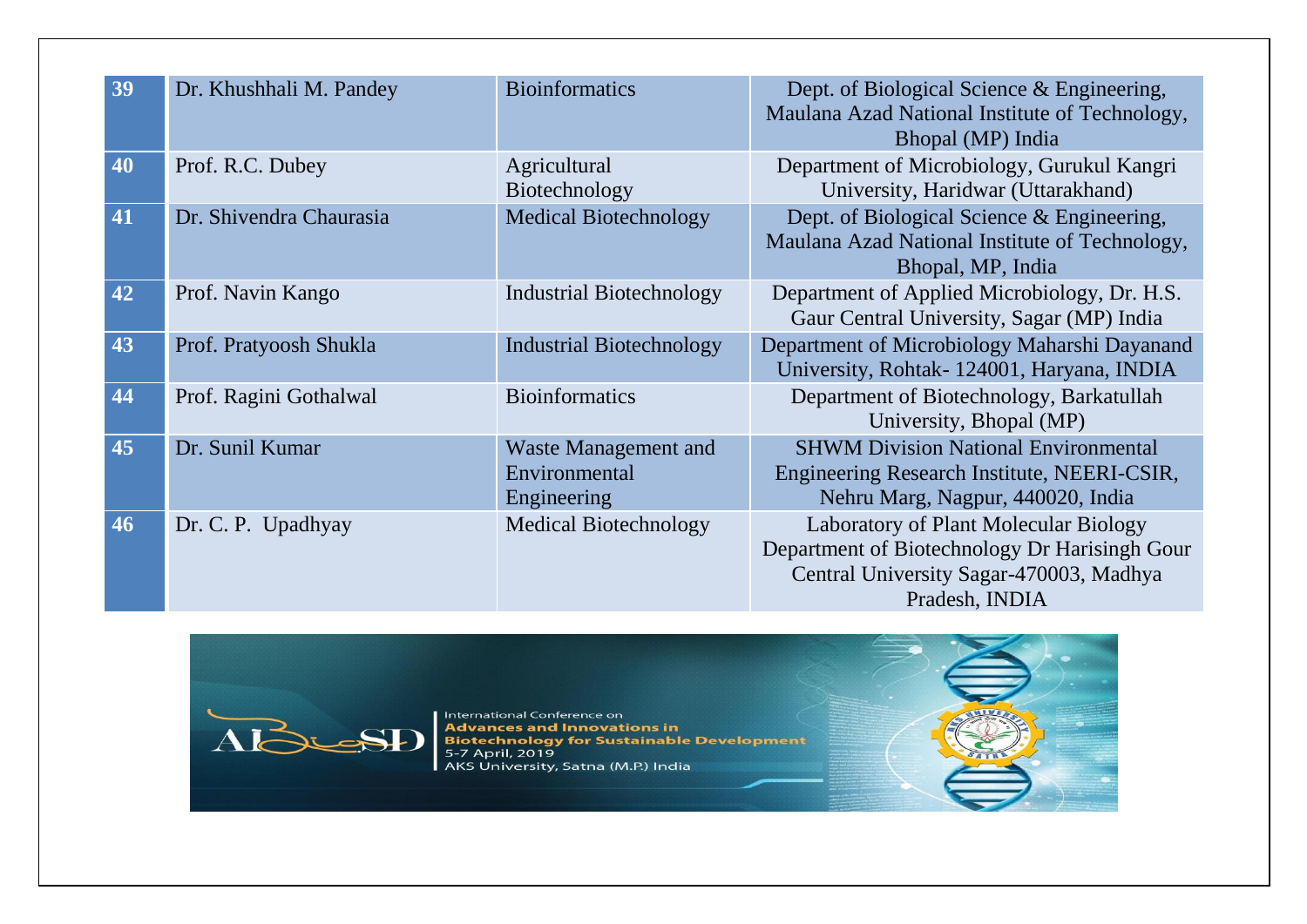| | | | |
|---|---|---|---|
| 39 | Dr. Khushhali M. Pandey | Bioinformatics | Dept. of Biological Science & Engineering, Maulana Azad National Institute of Technology, Bhopal (MP) India |
| 40 | Prof. R.C. Dubey | Agricultural Biotechnology | Department of Microbiology, Gurukul Kangri University, Haridwar (Uttarakhand) |
| 41 | Dr. Shivendra Chaurasia | Medical Biotechnology | Dept. of Biological Science & Engineering, Maulana Azad National Institute of Technology, Bhopal, MP, India |
| 42 | Prof. Navin Kango | Industrial Biotechnology | Department of Applied Microbiology, Dr. H.S. Gaur Central University, Sagar (MP) India |
| 43 | Prof. Pratyoosh Shukla | Industrial Biotechnology | Department of Microbiology Maharshi Dayanand University, Rohtak- 124001, Haryana, INDIA |
| 44 | Prof. Ragini Gothalwal | Bioinformatics | Department of Biotechnology, Barkatullah University, Bhopal (MP) |
| 45 | Dr. Sunil Kumar | Waste Management and Environmental Engineering | SHWM Division National Environmental Engineering Research Institute, NEERI-CSIR, Nehru Marg, Nagpur, 440020, India |
| 46 | Dr. C. P. Upadhyay | Medical Biotechnology | Laboratory of Plant Molecular Biology Department of Biotechnology Dr Harisingh Gour Central University Sagar-470003, Madhya Pradesh, INDIA |

International Conference on
**Advances and Innovations in Biotechnology for Sustainable Development**
5-7 April, 2019
AKS University, Satna (M.P.) India